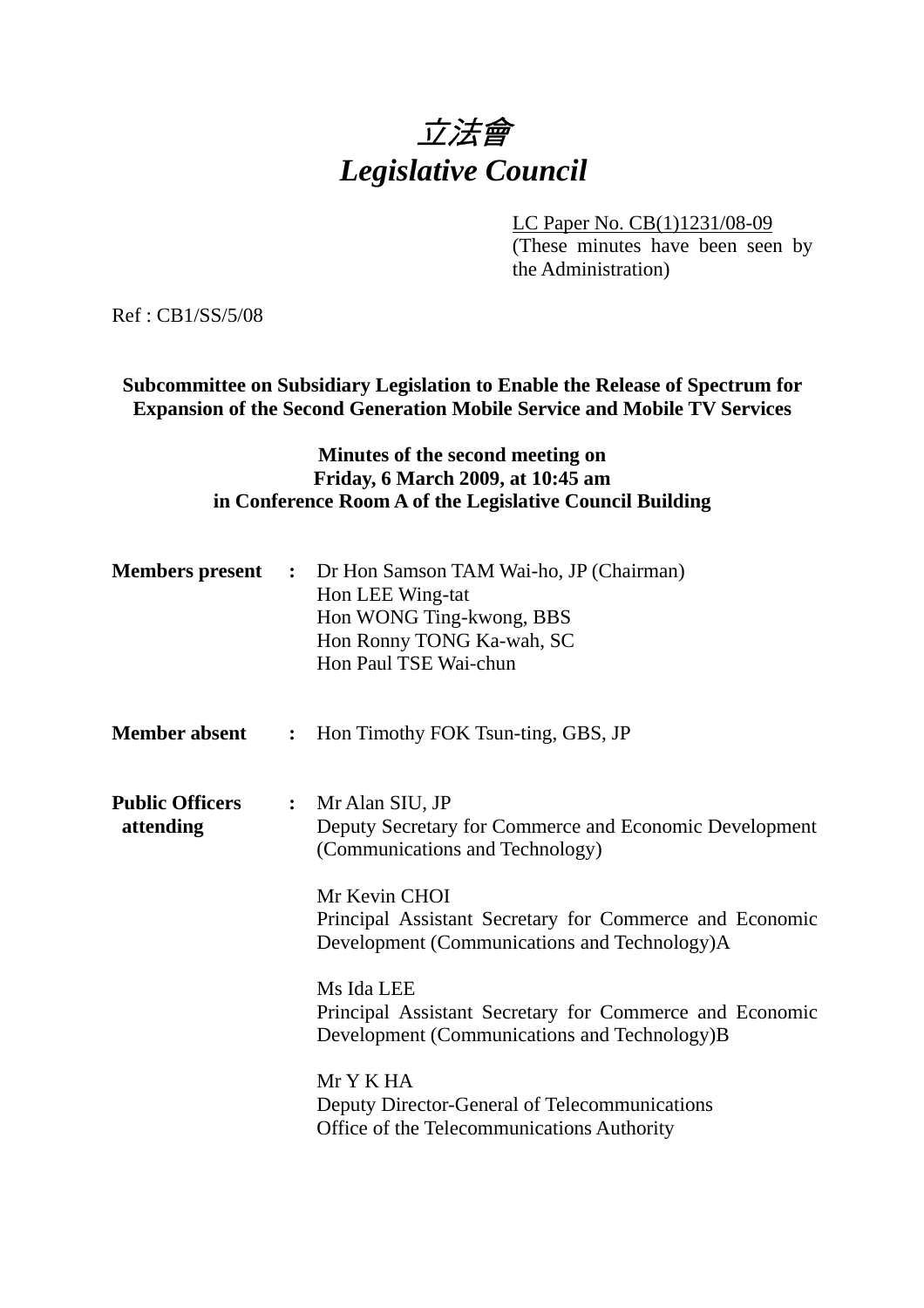# *立法會*
# *Legislative Council*

LC Paper No. CB(1)1231/08-09
(These minutes have been seen by the Administration)

Ref : CB1/SS/5/08

**Subcommittee on Subsidiary Legislation to Enable the Release of Spectrum for Expansion of the Second Generation Mobile Service and Mobile TV Services**

**Minutes of the second meeting on**
**Friday, 6 March 2009, at 10:45 am**
**in Conference Room A of the Legislative Council Building**

**Members present** : Dr Hon Samson TAM Wai-ho, JP (Chairman)
Hon LEE Wing-tat
Hon WONG Ting-kwong, BBS
Hon Ronny TONG Ka-wah, SC
Hon Paul TSE Wai-chun

**Member absent** : Hon Timothy FOK Tsun-ting, GBS, JP

**Public Officers attending** : Mr Alan SIU, JP
Deputy Secretary for Commerce and Economic Development (Communications and Technology)

Mr Kevin CHOI
Principal Assistant Secretary for Commerce and Economic Development (Communications and Technology)A

Ms Ida LEE
Principal Assistant Secretary for Commerce and Economic Development (Communications and Technology)B

Mr Y K HA
Deputy Director-General of Telecommunications
Office of the Telecommunications Authority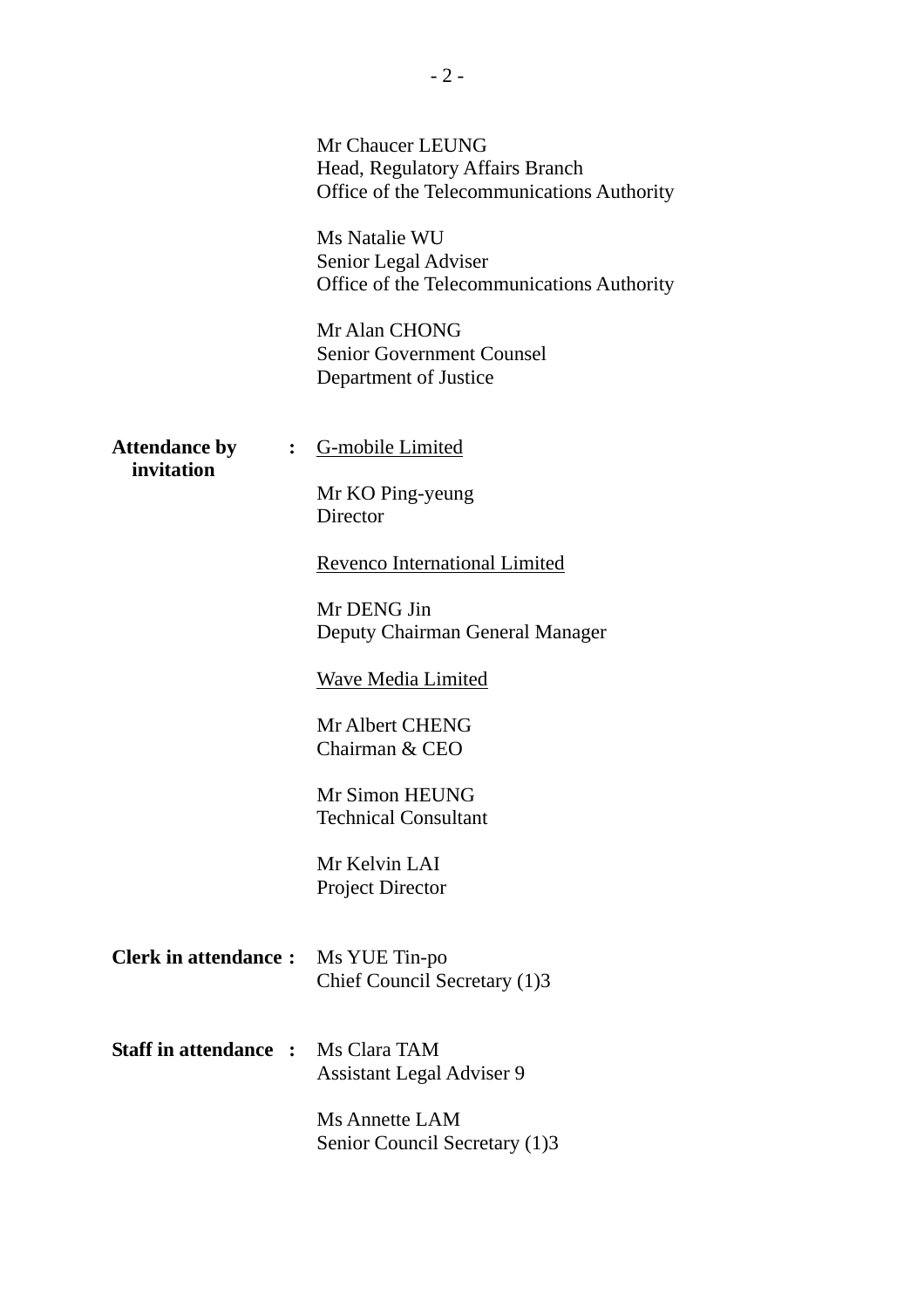Mr Chaucer LEUNG
Head, Regulatory Affairs Branch
Office of the Telecommunications Authority

Ms Natalie WU
Senior Legal Adviser
Office of the Telecommunications Authority

Mr Alan CHONG
Senior Government Counsel
Department of Justice

**Attendance by invitation** : <u>G-mobile Limited</u>

Mr KO Ping-yeung
Director

<u>Revenco International Limited</u>

Mr DENG Jin
Deputy Chairman General Manager

<u>Wave Media Limited</u>

Mr Albert CHENG
Chairman & CEO

Mr Simon HEUNG
Technical Consultant

Mr Kelvin LAI
Project Director

**Clerk in attendance :** Ms YUE Tin-po
Chief Council Secretary (1)3

**Staff in attendance :** Ms Clara TAM
Assistant Legal Adviser 9

Ms Annette LAM
Senior Council Secretary (1)3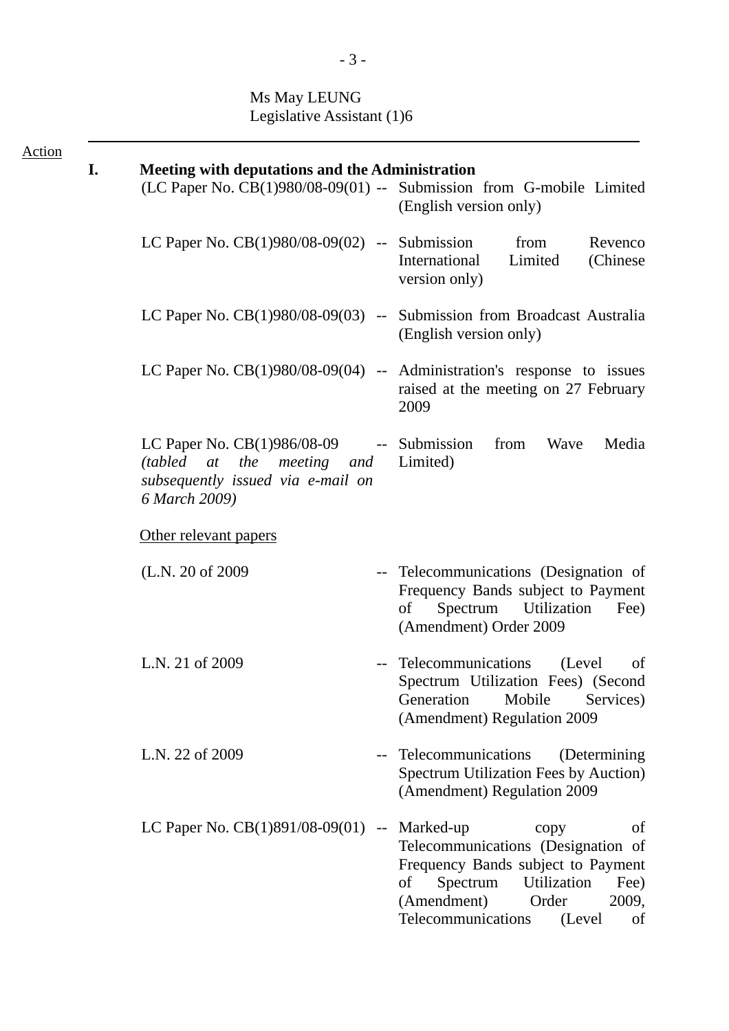Ms May LEUNG
Legislative Assistant (1)6

---

Action

**I. Meeting with deputations and the Administration**

| | | |
|---|---|---|
| (LC Paper No. CB(1)980/08-09(01) | -- | Submission from G-mobile Limited (English version only) |
| LC Paper No. CB(1)980/08-09(02) | -- | Submission from Revenco International Limited (Chinese version only) |
| LC Paper No. CB(1)980/08-09(03) | -- | Submission from Broadcast Australia (English version only) |
| LC Paper No. CB(1)980/08-09(04) | -- | Administration's response to issues raised at the meeting on 27 February 2009 |
| LC Paper No. CB(1)986/08-09 *(tabled at the meeting and subsequently issued via e-mail on 6 March 2009)* | -- | Submission from Wave Media Limited) |

Other relevant papers

| | | |
|---|---|---|
| (L.N. 20 of 2009 | -- | Telecommunications (Designation of Frequency Bands subject to Payment of Spectrum Utilization Fee) (Amendment) Order 2009 |
| L.N. 21 of 2009 | -- | Telecommunications (Level of Spectrum Utilization Fees) (Second Generation Mobile Services) (Amendment) Regulation 2009 |
| L.N. 22 of 2009 | -- | Telecommunications (Determining Spectrum Utilization Fees by Auction) (Amendment) Regulation 2009 |
| LC Paper No. CB(1)891/08-09(01) | -- | Marked-up copy of Telecommunications (Designation of Frequency Bands subject to Payment of Spectrum Utilization Fee) (Amendment) Order 2009, Telecommunications (Level of |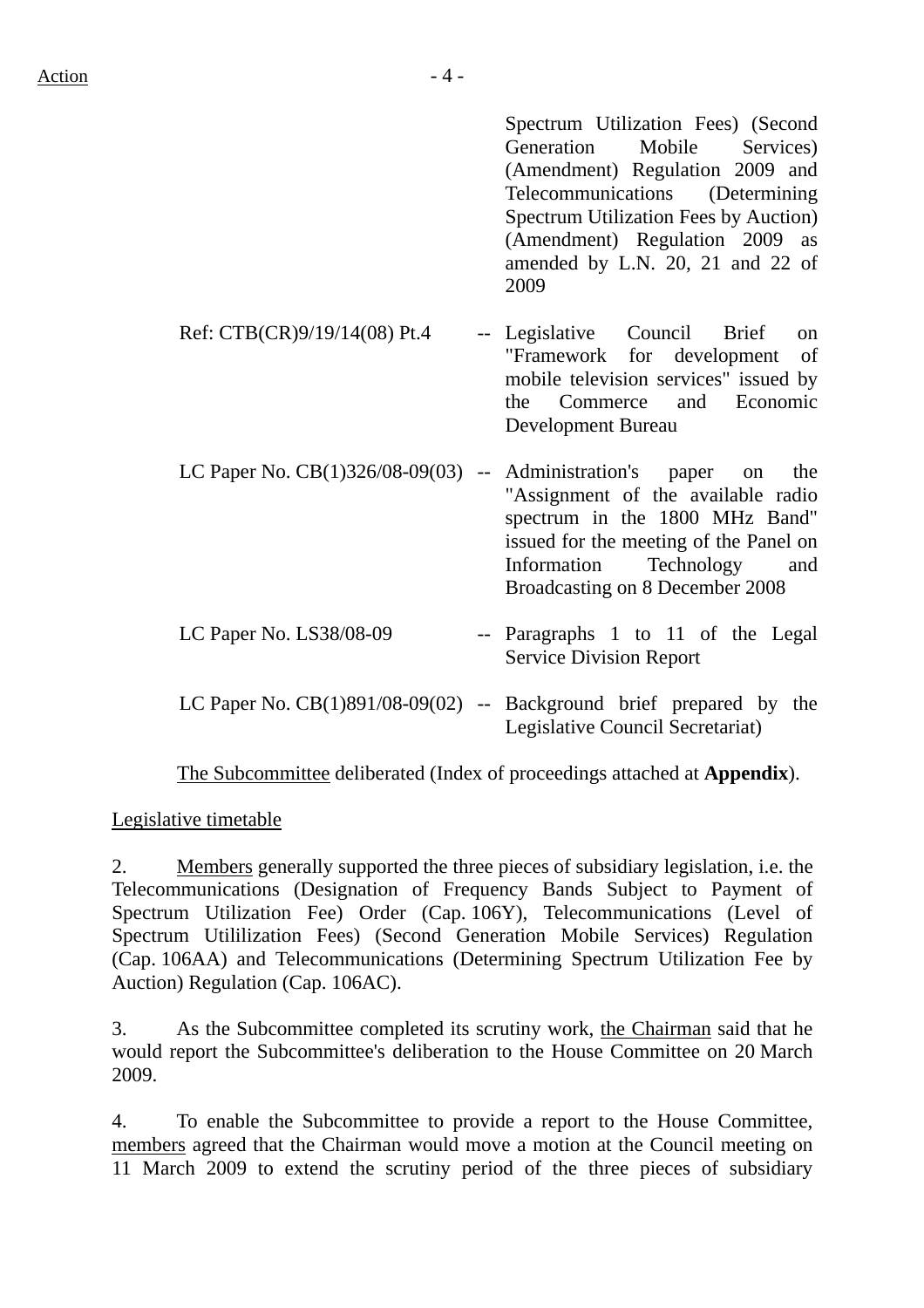Action

Spectrum Utilization Fees) (Second Generation Mobile Services) (Amendment) Regulation 2009 and Telecommunications (Determining Spectrum Utilization Fees by Auction) (Amendment) Regulation 2009 as amended by L.N. 20, 21 and 22 of 2009

| | | |
|---|---|---|
| Ref: CTB(CR)9/19/14(08) Pt.4 | -- | Legislative Council Brief on "Framework for development of mobile television services" issued by the Commerce and Economic Development Bureau |
| LC Paper No. CB(1)326/08-09(03) | -- | Administration's paper on the "Assignment of the available radio spectrum in the 1800 MHz Band" issued for the meeting of the Panel on Information Technology and Broadcasting on 8 December 2008 |
| LC Paper No. LS38/08-09 | -- | Paragraphs 1 to 11 of the Legal Service Division Report |
| LC Paper No. CB(1)891/08-09(02) | -- | Background brief prepared by the Legislative Council Secretariat) |

The Subcommittee deliberated (Index of proceedings attached at **Appendix**).

Legislative timetable

2. Members generally supported the three pieces of subsidiary legislation, i.e. the Telecommunications (Designation of Frequency Bands Subject to Payment of Spectrum Utilization Fee) Order (Cap. 106Y), Telecommunications (Level of Spectrum Utililization Fees) (Second Generation Mobile Services) Regulation (Cap. 106AA) and Telecommunications (Determining Spectrum Utilization Fee by Auction) Regulation (Cap. 106AC).

3. As the Subcommittee completed its scrutiny work, the Chairman said that he would report the Subcommittee's deliberation to the House Committee on 20 March 2009.

4. To enable the Subcommittee to provide a report to the House Committee, members agreed that the Chairman would move a motion at the Council meeting on 11 March 2009 to extend the scrutiny period of the three pieces of subsidiary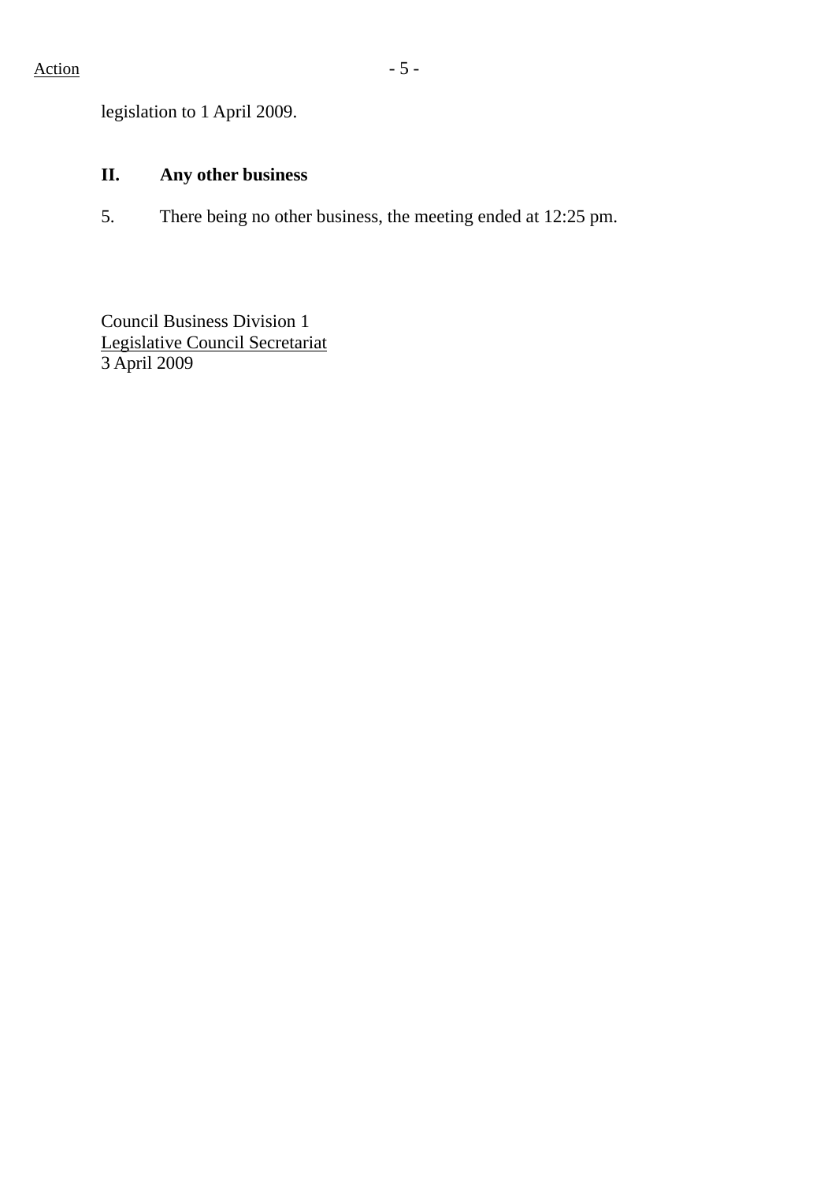legislation to 1 April 2009.

## II. Any other business

5. There being no other business, the meeting ended at 12:25 pm.

Council Business Division 1
Legislative Council Secretariat
3 April 2009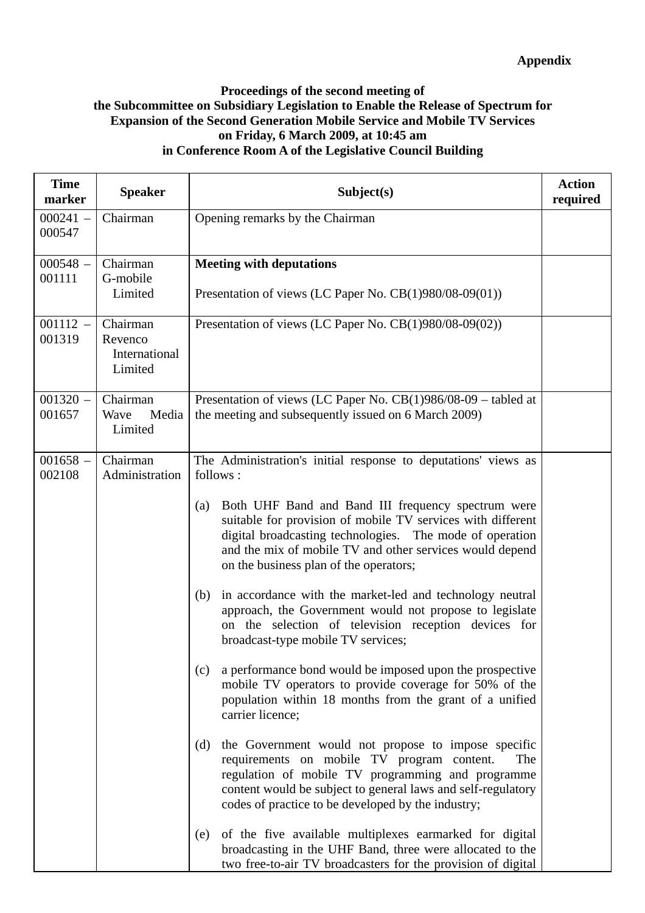**Appendix**

**Proceedings of the second meeting of the Subcommittee on Subsidiary Legislation to Enable the Release of Spectrum for Expansion of the Second Generation Mobile Service and Mobile TV Services on Friday, 6 March 2009, at 10:45 am in Conference Room A of the Legislative Council Building**

| Time marker | Speaker | Subject(s) | Action required |
|---|---|---|---|
| 000241 – 000547 | Chairman | Opening remarks by the Chairman | |
| 000548 – 001111 | Chairman<br>G-mobile Limited | **Meeting with deputations**<br><br>Presentation of views (LC Paper No. CB(1)980/08-09(01)) | |
| 001112 – 001319 | Chairman<br>Revenco International Limited | Presentation of views (LC Paper No. CB(1)980/08-09(02)) | |
| 001320 – 001657 | Chairman<br>Wave Media Limited | Presentation of views (LC Paper No. CB(1)986/08-09 – tabled at the meeting and subsequently issued on 6 March 2009) | |
| 001658 – 002108 | Chairman<br>Administration | The Administration's initial response to deputations' views as follows :<br><br>(a) Both UHF Band and Band III frequency spectrum were suitable for provision of mobile TV services with different digital broadcasting technologies. The mode of operation and the mix of mobile TV and other services would depend on the business plan of the operators;<br><br>(b) in accordance with the market-led and technology neutral approach, the Government would not propose to legislate on the selection of television reception devices for broadcast-type mobile TV services;<br><br>(c) a performance bond would be imposed upon the prospective mobile TV operators to provide coverage for 50% of the population within 18 months from the grant of a unified carrier licence;<br><br>(d) the Government would not propose to impose specific requirements on mobile TV program content. The regulation of mobile TV programming and programme content would be subject to general laws and self-regulatory codes of practice to be developed by the industry;<br><br>(e) of the five available multiplexes earmarked for digital broadcasting in the UHF Band, three were allocated to the two free-to-air TV broadcasters for the provision of digital | |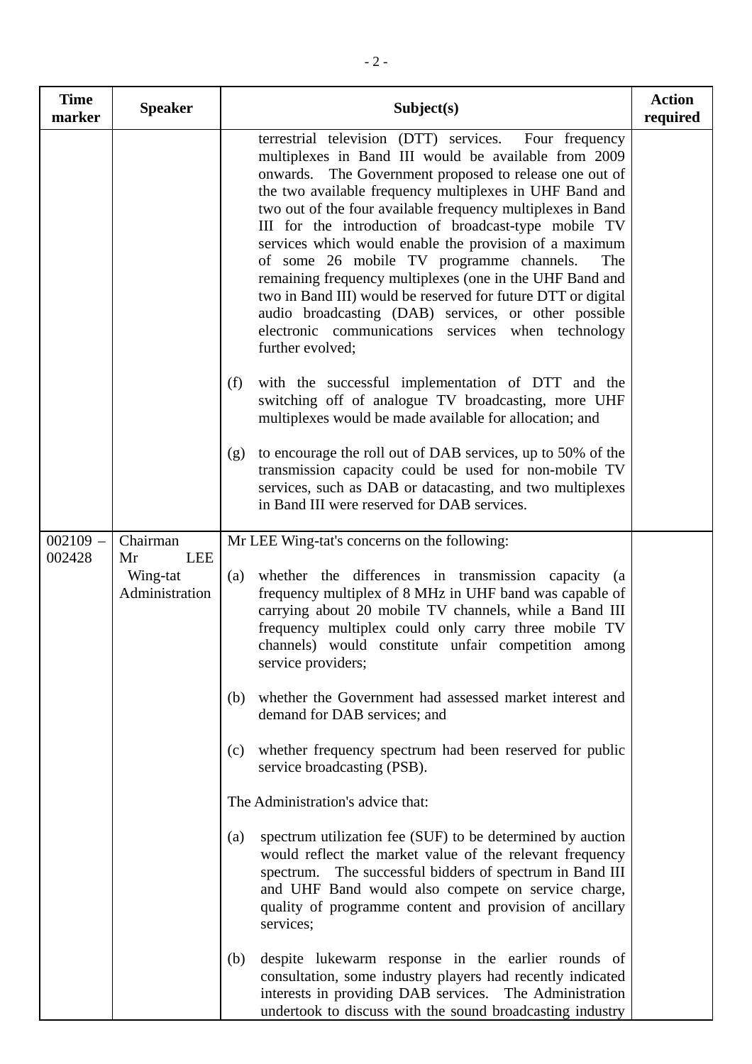| Time marker | Speaker | Subject(s) | Action required |
|---|---|---|---|
| | | terrestrial television (DTT) services. Four frequency multiplexes in Band III would be available from 2009 onwards. The Government proposed to release one out of the two available frequency multiplexes in UHF Band and two out of the four available frequency multiplexes in Band III for the introduction of broadcast-type mobile TV services which would enable the provision of a maximum of some 26 mobile TV programme channels. The remaining frequency multiplexes (one in the UHF Band and two in Band III) would be reserved for future DTT or digital audio broadcasting (DAB) services, or other possible electronic communications services when technology further evolved;<br><br>(f) with the successful implementation of DTT and the switching off of analogue TV broadcasting, more UHF multiplexes would be made available for allocation; and<br><br>(g) to encourage the roll out of DAB services, up to 50% of the transmission capacity could be used for non-mobile TV services, such as DAB or datacasting, and two multiplexes in Band III were reserved for DAB services. | |
| 002109 – 002428 | Chairman<br>Mr LEE Wing-tat<br>Administration | Mr LEE Wing-tat's concerns on the following:<br><br>(a) whether the differences in transmission capacity (a frequency multiplex of 8 MHz in UHF band was capable of carrying about 20 mobile TV channels, while a Band III frequency multiplex could only carry three mobile TV channels) would constitute unfair competition among service providers;<br><br>(b) whether the Government had assessed market interest and demand for DAB services; and<br><br>(c) whether frequency spectrum had been reserved for public service broadcasting (PSB).<br><br>The Administration's advice that:<br><br>(a) spectrum utilization fee (SUF) to be determined by auction would reflect the market value of the relevant frequency spectrum. The successful bidders of spectrum in Band III and UHF Band would also compete on service charge, quality of programme content and provision of ancillary services;<br><br>(b) despite lukewarm response in the earlier rounds of consultation, some industry players had recently indicated interests in providing DAB services. The Administration undertook to discuss with the sound broadcasting industry | |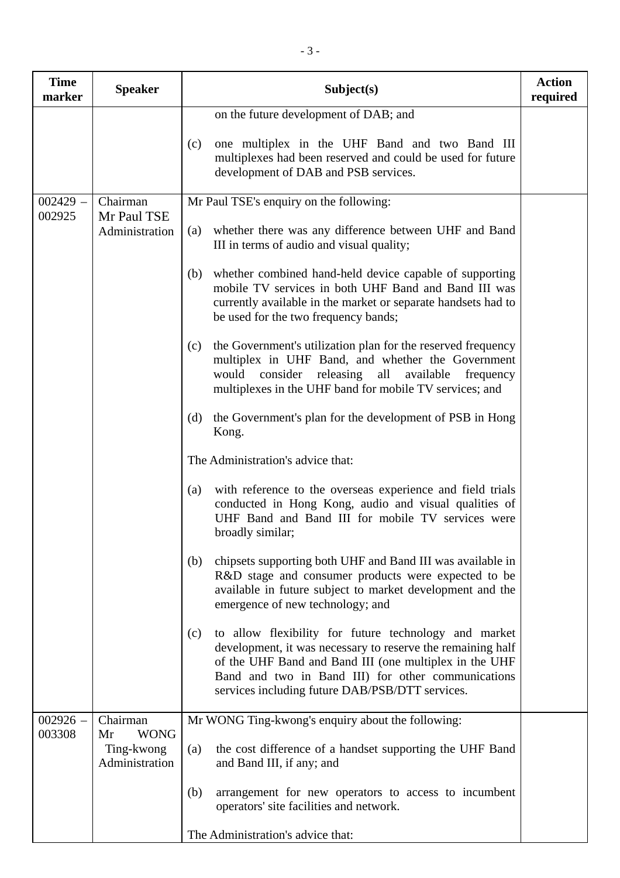| Time marker | Speaker | Subject(s) | Action required |
|---|---|---|---|
| | | on the future development of DAB; and<br><br>(c) one multiplex in the UHF Band and two Band III multiplexes had been reserved and could be used for future development of DAB and PSB services. | |
| 002429 – 002925 | Chairman<br>Mr Paul TSE<br>Administration | Mr Paul TSE's enquiry on the following:<br><br>(a) whether there was any difference between UHF and Band III in terms of audio and visual quality;<br><br>(b) whether combined hand-held device capable of supporting mobile TV services in both UHF Band and Band III was currently available in the market or separate handsets had to be used for the two frequency bands;<br><br>(c) the Government's utilization plan for the reserved frequency multiplex in UHF Band, and whether the Government would consider releasing all available frequency multiplexes in the UHF band for mobile TV services; and<br><br>(d) the Government's plan for the development of PSB in Hong Kong.<br><br>The Administration's advice that:<br><br>(a) with reference to the overseas experience and field trials conducted in Hong Kong, audio and visual qualities of UHF Band and Band III for mobile TV services were broadly similar;<br><br>(b) chipsets supporting both UHF and Band III was available in R&D stage and consumer products were expected to be available in future subject to market development and the emergence of new technology; and<br><br>(c) to allow flexibility for future technology and market development, it was necessary to reserve the remaining half of the UHF Band and Band III (one multiplex in the UHF Band and two in Band III) for other communications services including future DAB/PSB/DTT services. | |
| 002926 – 003308 | Chairman<br>Mr WONG Ting-kwong<br>Administration | Mr WONG Ting-kwong's enquiry about the following:<br><br>(a) the cost difference of a handset supporting the UHF Band and Band III, if any; and<br><br>(b) arrangement for new operators to access to incumbent operators' site facilities and network.<br><br>The Administration's advice that: | |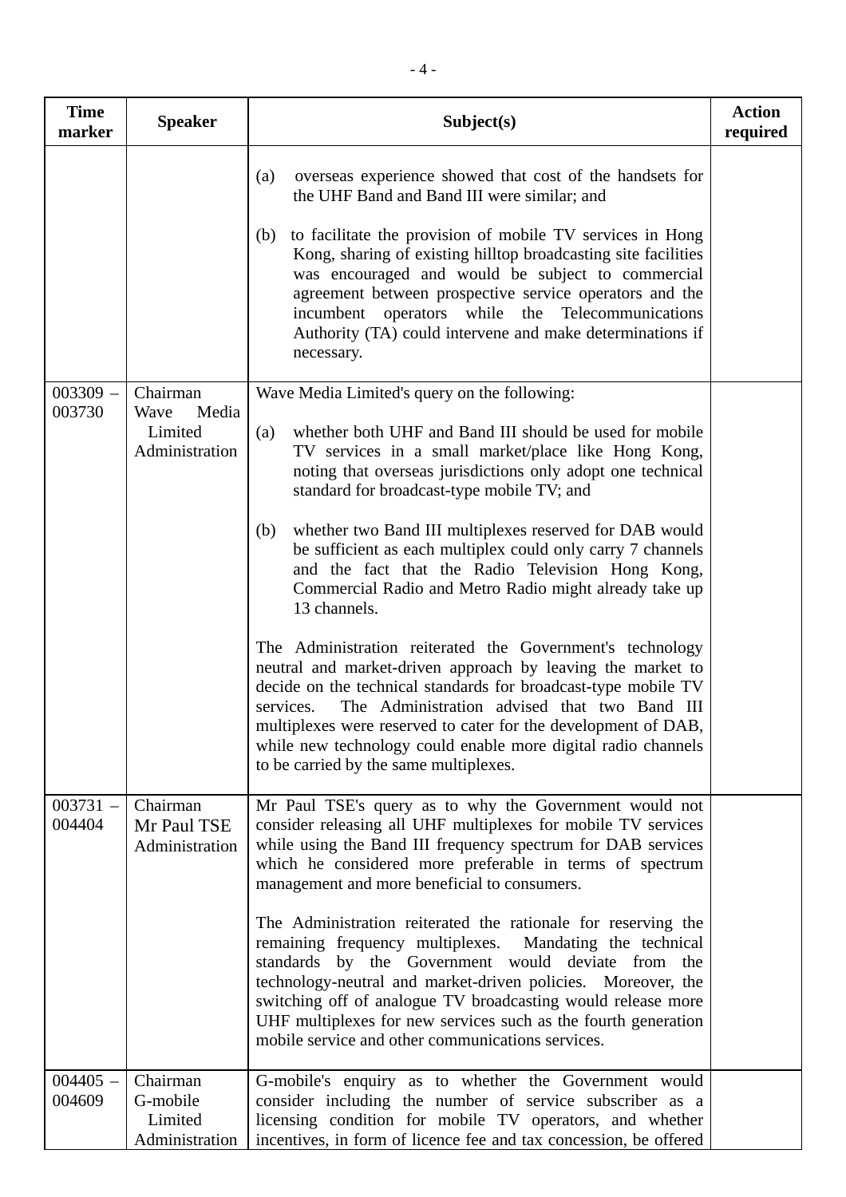| Time marker | Speaker | Subject(s) | Action required |
|---|---|---|---|
| | | (a) overseas experience showed that cost of the handsets for the UHF Band and Band III were similar; and<br><br>(b) to facilitate the provision of mobile TV services in Hong Kong, sharing of existing hilltop broadcasting site facilities was encouraged and would be subject to commercial agreement between prospective service operators and the incumbent operators while the Telecommunications Authority (TA) could intervene and make determinations if necessary. | |
| 003309 – 003730 | Chairman<br>Wave Media Limited<br>Administration | Wave Media Limited's query on the following:<br><br>(a) whether both UHF and Band III should be used for mobile TV services in a small market/place like Hong Kong, noting that overseas jurisdictions only adopt one technical standard for broadcast-type mobile TV; and<br><br>(b) whether two Band III multiplexes reserved for DAB would be sufficient as each multiplex could only carry 7 channels and the fact that the Radio Television Hong Kong, Commercial Radio and Metro Radio might already take up 13 channels.<br><br>The Administration reiterated the Government's technology neutral and market-driven approach by leaving the market to decide on the technical standards for broadcast-type mobile TV services. The Administration advised that two Band III multiplexes were reserved to cater for the development of DAB, while new technology could enable more digital radio channels to be carried by the same multiplexes. | |
| 003731 – 004404 | Chairman<br>Mr Paul TSE<br>Administration | Mr Paul TSE's query as to why the Government would not consider releasing all UHF multiplexes for mobile TV services while using the Band III frequency spectrum for DAB services which he considered more preferable in terms of spectrum management and more beneficial to consumers.<br><br>The Administration reiterated the rationale for reserving the remaining frequency multiplexes. Mandating the technical standards by the Government would deviate from the technology-neutral and market-driven policies. Moreover, the switching off of analogue TV broadcasting would release more UHF multiplexes for new services such as the fourth generation mobile service and other communications services. | |
| 004405 – 004609 | Chairman<br>G-mobile Limited<br>Administration | G-mobile's enquiry as to whether the Government would consider including the number of service subscriber as a licensing condition for mobile TV operators, and whether incentives, in form of licence fee and tax concession, be offered | |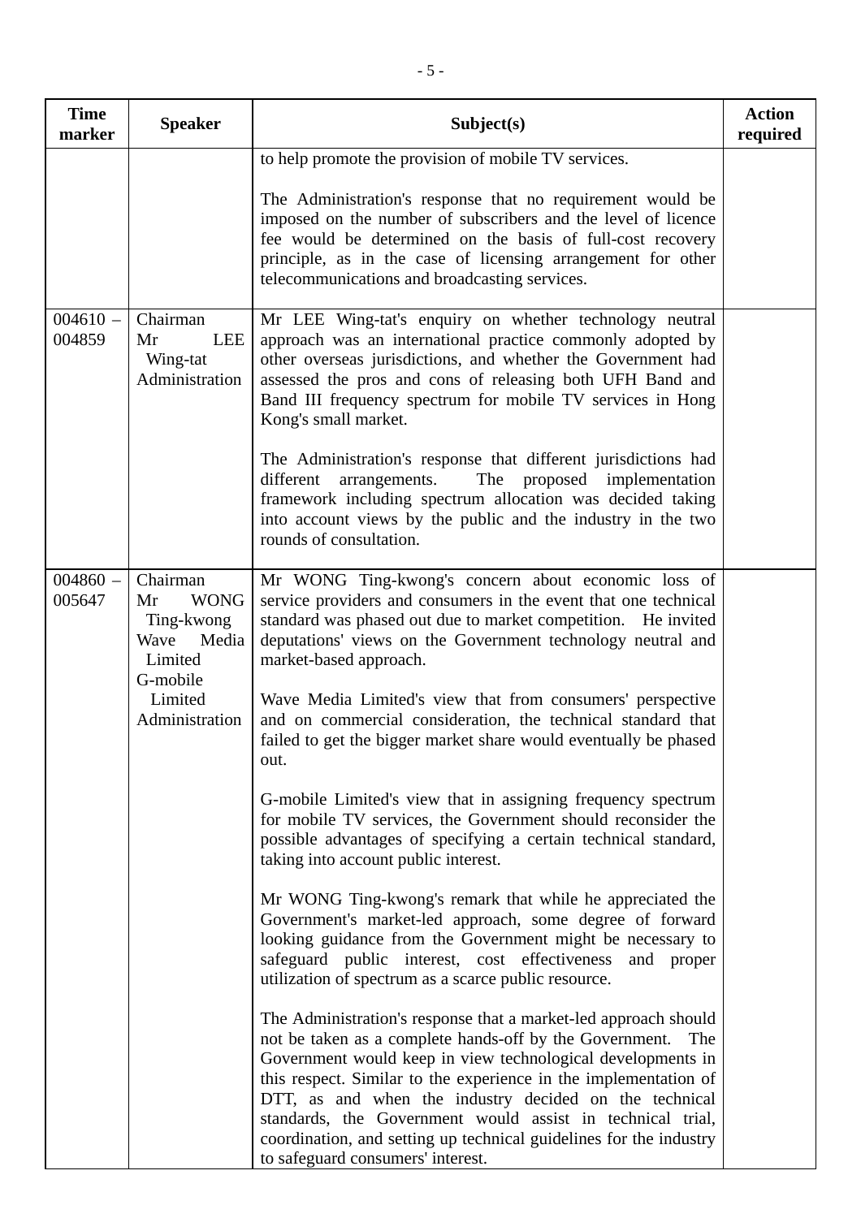| Time marker | Speaker | Subject(s) | Action required |
|---|---|---|---|
| | | to help promote the provision of mobile TV services.<br><br>The Administration's response that no requirement would be imposed on the number of subscribers and the level of licence fee would be determined on the basis of full-cost recovery principle, as in the case of licensing arrangement for other telecommunications and broadcasting services. | |
| 004610 – 004859 | Chairman<br>Mr LEE Wing-tat<br>Administration | Mr LEE Wing-tat's enquiry on whether technology neutral approach was an international practice commonly adopted by other overseas jurisdictions, and whether the Government had assessed the pros and cons of releasing both UFH Band and Band III frequency spectrum for mobile TV services in Hong Kong's small market.<br><br>The Administration's response that different jurisdictions had different arrangements. The proposed implementation framework including spectrum allocation was decided taking into account views by the public and the industry in the two rounds of consultation. | |
| 004860 – 005647 | Chairman<br>Mr WONG Ting-kwong<br>Wave Media Limited<br>G-mobile Limited<br>Administration | Mr WONG Ting-kwong's concern about economic loss of service providers and consumers in the event that one technical standard was phased out due to market competition. He invited deputations' views on the Government technology neutral and market-based approach.<br><br>Wave Media Limited's view that from consumers' perspective and on commercial consideration, the technical standard that failed to get the bigger market share would eventually be phased out.<br><br>G-mobile Limited's view that in assigning frequency spectrum for mobile TV services, the Government should reconsider the possible advantages of specifying a certain technical standard, taking into account public interest.<br><br>Mr WONG Ting-kwong's remark that while he appreciated the Government's market-led approach, some degree of forward looking guidance from the Government might be necessary to safeguard public interest, cost effectiveness and proper utilization of spectrum as a scarce public resource.<br><br>The Administration's response that a market-led approach should not be taken as a complete hands-off by the Government. The Government would keep in view technological developments in this respect. Similar to the experience in the implementation of DTT, as and when the industry decided on the technical standards, the Government would assist in technical trial, coordination, and setting up technical guidelines for the industry to safeguard consumers' interest. | |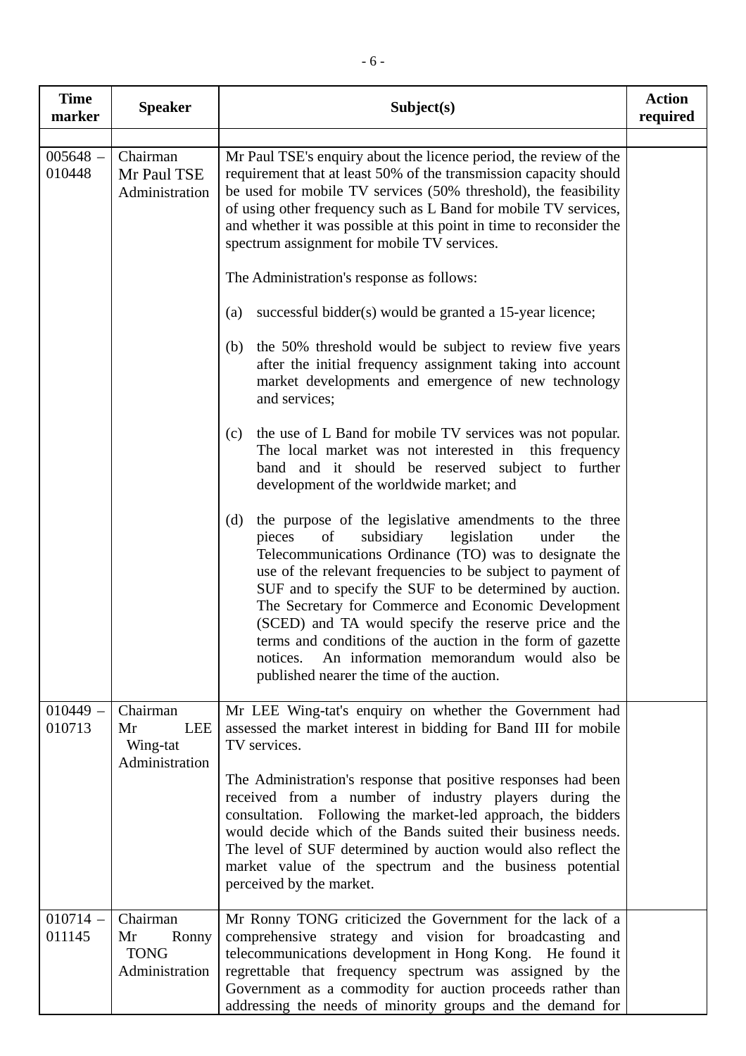| Time marker | Speaker | Subject(s) | Action required |
|---|---|---|---|
| | | | |
| 005648 – 010448 | Chairman<br>Mr Paul TSE<br>Administration | Mr Paul TSE's enquiry about the licence period, the review of the requirement that at least 50% of the transmission capacity should be used for mobile TV services (50% threshold), the feasibility of using other frequency such as L Band for mobile TV services, and whether it was possible at this point in time to reconsider the spectrum assignment for mobile TV services.<br><br>The Administration's response as follows:<br><br>(a) successful bidder(s) would be granted a 15-year licence;<br><br>(b) the 50% threshold would be subject to review five years after the initial frequency assignment taking into account market developments and emergence of new technology and services;<br><br>(c) the use of L Band for mobile TV services was not popular. The local market was not interested in this frequency band and it should be reserved subject to further development of the worldwide market; and<br><br>(d) the purpose of the legislative amendments to the three pieces of subsidiary legislation under the Telecommunications Ordinance (TO) was to designate the use of the relevant frequencies to be subject to payment of SUF and to specify the SUF to be determined by auction. The Secretary for Commerce and Economic Development (SCED) and TA would specify the reserve price and the terms and conditions of the auction in the form of gazette notices. An information memorandum would also be published nearer the time of the auction. | |
| 010449 – 010713 | Chairman<br>Mr LEE Wing-tat<br>Administration | Mr LEE Wing-tat's enquiry on whether the Government had assessed the market interest in bidding for Band III for mobile TV services.<br><br>The Administration's response that positive responses had been received from a number of industry players during the consultation. Following the market-led approach, the bidders would decide which of the Bands suited their business needs. The level of SUF determined by auction would also reflect the market value of the spectrum and the business potential perceived by the market. | |
| 010714 – 011145 | Chairman<br>Mr Ronny TONG<br>Administration | Mr Ronny TONG criticized the Government for the lack of a comprehensive strategy and vision for broadcasting and telecommunications development in Hong Kong. He found it regrettable that frequency spectrum was assigned by the Government as a commodity for auction proceeds rather than addressing the needs of minority groups and the demand for | |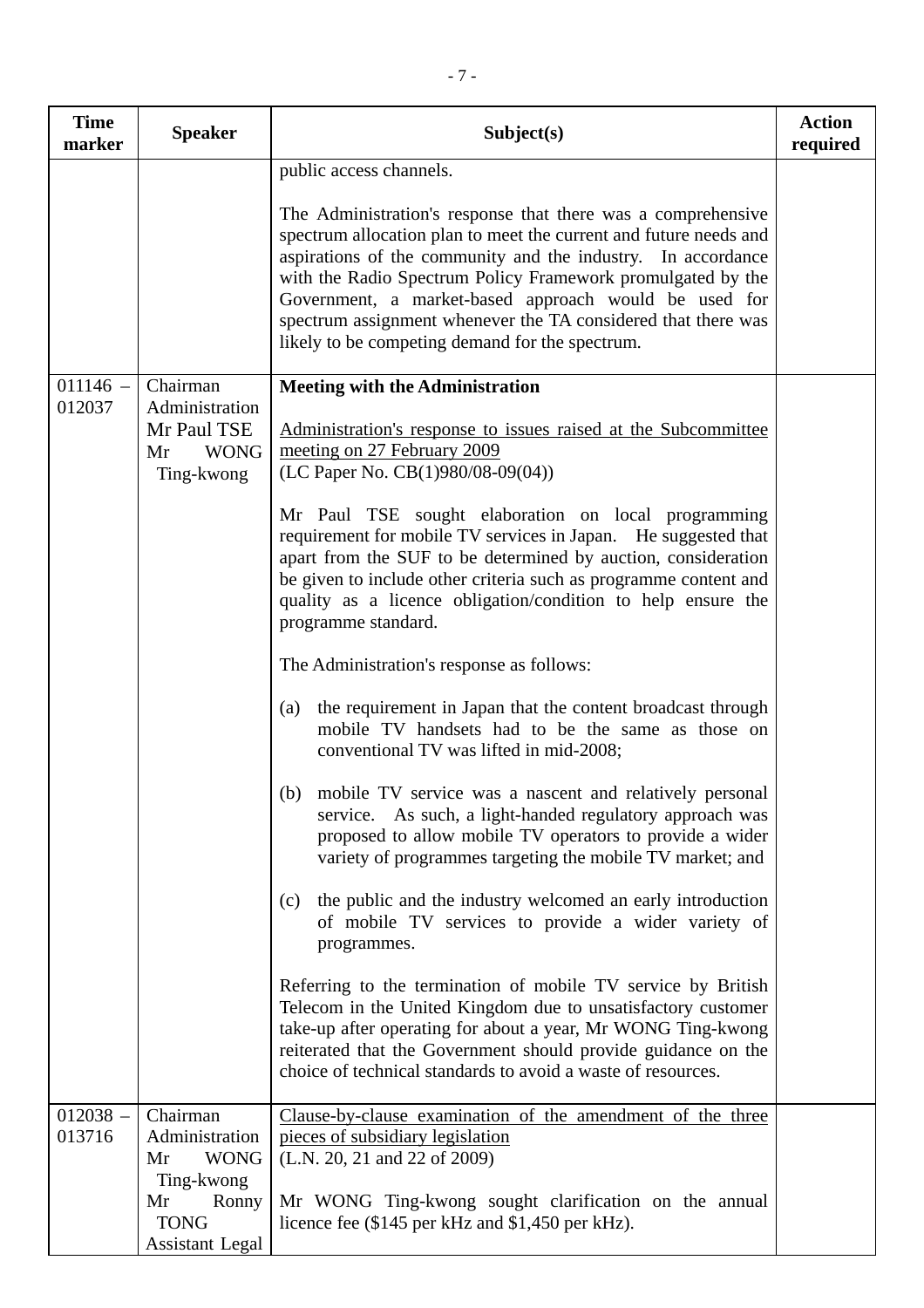| Time marker | Speaker | Subject(s) | Action required |
|---|---|---|---|
| | | public access channels.<br><br>The Administration's response that there was a comprehensive spectrum allocation plan to meet the current and future needs and aspirations of the community and the industry. In accordance with the Radio Spectrum Policy Framework promulgated by the Government, a market-based approach would be used for spectrum assignment whenever the TA considered that there was likely to be competing demand for the spectrum. | |
| 011146 – 012037 | Chairman<br>Administration<br>Mr Paul TSE<br>Mr WONG Ting-kwong | **Meeting with the Administration**<br><br><u>Administration's response to issues raised at the Subcommittee meeting on 27 February 2009</u><br>(LC Paper No. CB(1)980/08-09(04))<br><br>Mr Paul TSE sought elaboration on local programming requirement for mobile TV services in Japan. He suggested that apart from the SUF to be determined by auction, consideration be given to include other criteria such as programme content and quality as a licence obligation/condition to help ensure the programme standard.<br><br>The Administration's response as follows:<br><br>(a) the requirement in Japan that the content broadcast through mobile TV handsets had to be the same as those on conventional TV was lifted in mid-2008;<br><br>(b) mobile TV service was a nascent and relatively personal service. As such, a light-handed regulatory approach was proposed to allow mobile TV operators to provide a wider variety of programmes targeting the mobile TV market; and<br><br>(c) the public and the industry welcomed an early introduction of mobile TV services to provide a wider variety of programmes.<br><br>Referring to the termination of mobile TV service by British Telecom in the United Kingdom due to unsatisfactory customer take-up after operating for about a year, Mr WONG Ting-kwong reiterated that the Government should provide guidance on the choice of technical standards to avoid a waste of resources. | |
| 012038 – 013716 | Chairman<br>Administration<br>Mr WONG Ting-kwong<br>Mr Ronny TONG<br>Assistant Legal | <u>Clause-by-clause examination of the amendment of the three pieces of subsidiary legislation</u><br>(L.N. 20, 21 and 22 of 2009)<br><br>Mr WONG Ting-kwong sought clarification on the annual licence fee ($145 per kHz and $1,450 per kHz). | |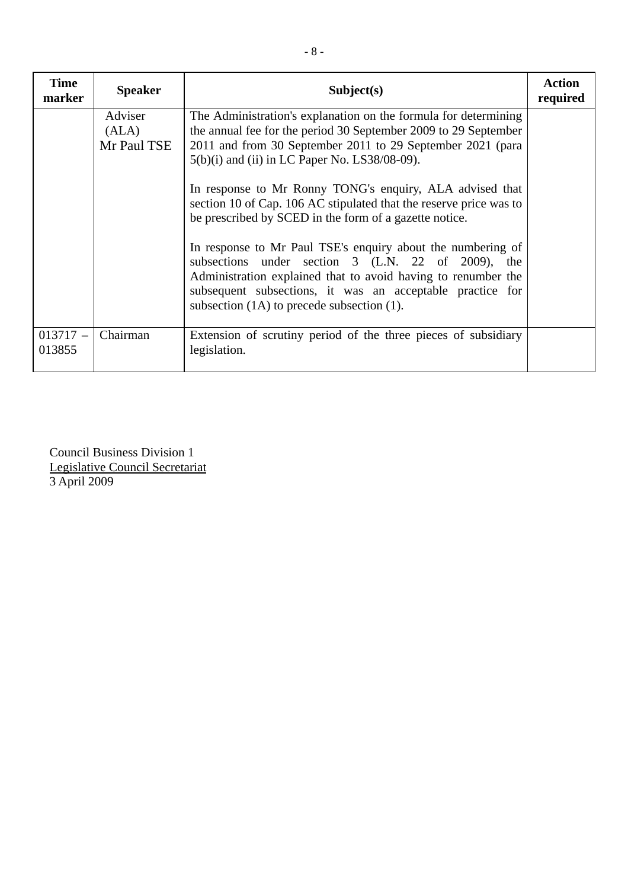| Time marker | Speaker | Subject(s) | Action required |
|---|---|---|---|
| | Adviser (ALA) Mr Paul TSE | The Administration's explanation on the formula for determining the annual fee for the period 30 September 2009 to 29 September 2011 and from 30 September 2011 to 29 September 2021 (para 5(b)(i) and (ii) in LC Paper No. LS38/08-09).<br><br>In response to Mr Ronny TONG's enquiry, ALA advised that section 10 of Cap. 106 AC stipulated that the reserve price was to be prescribed by SCED in the form of a gazette notice.<br><br>In response to Mr Paul TSE's enquiry about the numbering of subsections under section 3 (L.N. 22 of 2009), the Administration explained that to avoid having to renumber the subsequent subsections, it was an acceptable practice for subsection (1A) to precede subsection (1). | |
| 013717 – 013855 | Chairman | Extension of scrutiny period of the three pieces of subsidiary legislation. | |

Council Business Division 1
Legislative Council Secretariat
3 April 2009